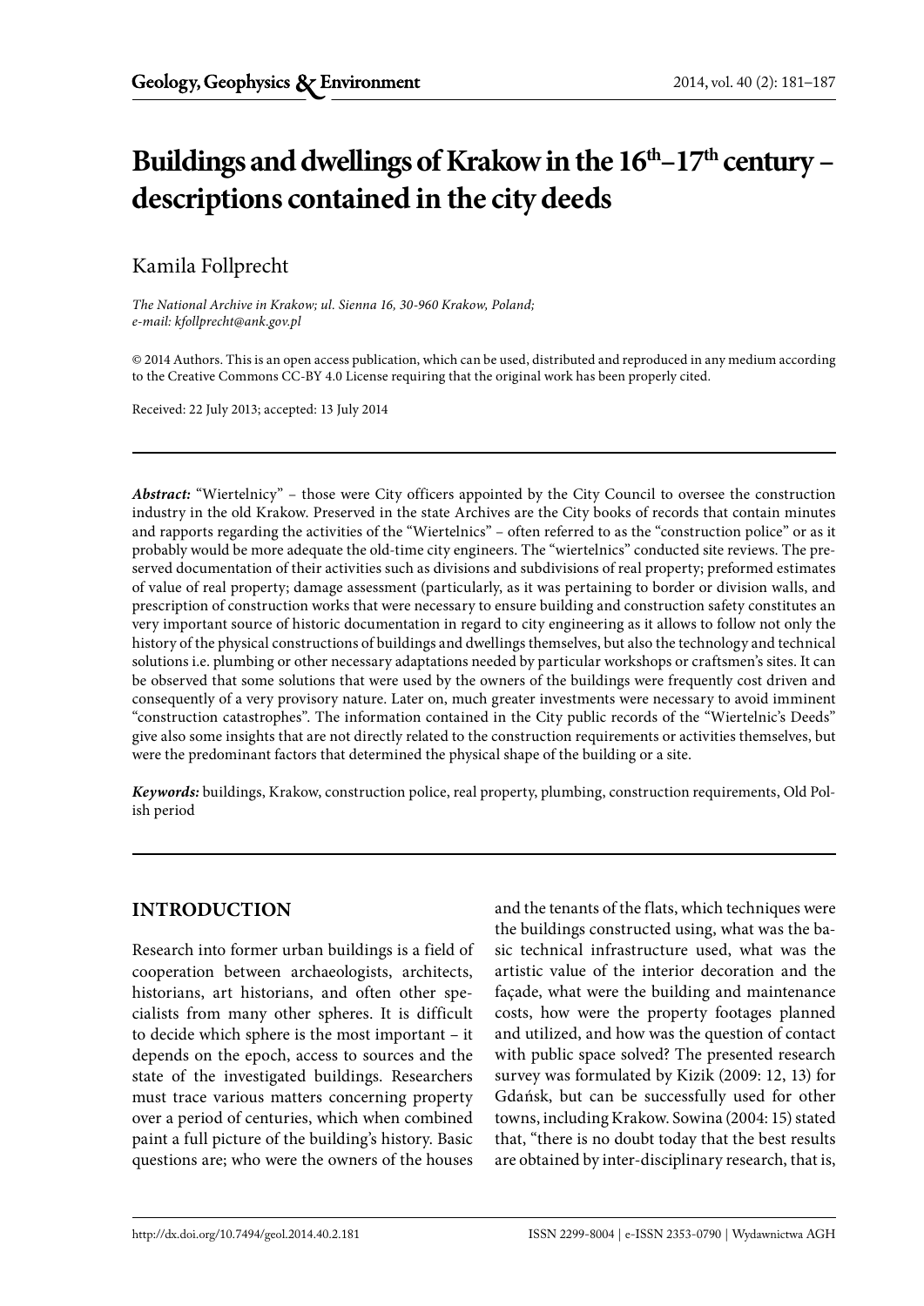# Buildings and dwellings of Krakow in the 16th–17th century – descriptions contained in the city deeds

Kamila Follprecht

*The National Archive in Krakow; ul. Sienna 16, 30-960 Krakow, Poland; e-mail: kfollprecht@ank.gov.pl*

© 2014 Authors. This is an open access publication, which can be used, distributed and reproduced in any medium according to the Creative Commons CC-BY 4.0 License requiring that the original work has been properly cited.

Received: 22 July 2013; accepted: 13 July 2014

***Abstract:*** "Wiertelnicy" – those were City officers appointed by the City Council to oversee the construction industry in the old Krakow. Preserved in the state Archives are the City books of records that contain minutes and rapports regarding the activities of the "Wiertelnics" – often referred to as the "construction police" or as it probably would be more adequate the old-time city engineers. The "wiertelnics" conducted site reviews. The preserved documentation of their activities such as divisions and subdivisions of real property; preformed estimates of value of real property; damage assessment (particularly, as it was pertaining to border or division walls, and prescription of construction works that were necessary to ensure building and construction safety constitutes an very important source of historic documentation in regard to city engineering as it allows to follow not only the history of the physical constructions of buildings and dwellings themselves, but also the technology and technical solutions i.e. plumbing or other necessary adaptations needed by particular workshops or craftsmen's sites. It can be observed that some solutions that were used by the owners of the buildings were frequently cost driven and consequently of a very provisory nature. Later on, much greater investments were necessary to avoid imminent "construction catastrophes". The information contained in the City public records of the "Wiertelnic's Deeds" give also some insights that are not directly related to the construction requirements or activities themselves, but were the predominant factors that determined the physical shape of the building or a site.

***Keywords:*** buildings, Krakow, construction police, real property, plumbing, construction requirements, Old Polish period

## INTRODUCTION

Research into former urban buildings is a field of cooperation between archaeologists, architects, historians, art historians, and often other specialists from many other spheres. It is difficult to decide which sphere is the most important – it depends on the epoch, access to sources and the state of the investigated buildings. Researchers must trace various matters concerning property over a period of centuries, which when combined paint a full picture of the building's history. Basic questions are; who were the owners of the houses and the tenants of the flats, which techniques were the buildings constructed using, what was the basic technical infrastructure used, what was the artistic value of the interior decoration and the façade, what were the building and maintenance costs, how were the property footages planned and utilized, and how was the question of contact with public space solved? The presented research survey was formulated by Kizik (2009: 12, 13) for Gdańsk, but can be successfully used for other towns, including Krakow. Sowina (2004: 15) stated that, "there is no doubt today that the best results are obtained by inter-disciplinary research, that is,

http://dx.doi.org/10.7494/geol.2014.40.2.181 ISSN 2299-8004 | e-ISSN 2353-0790 | Wydawnictwa AGH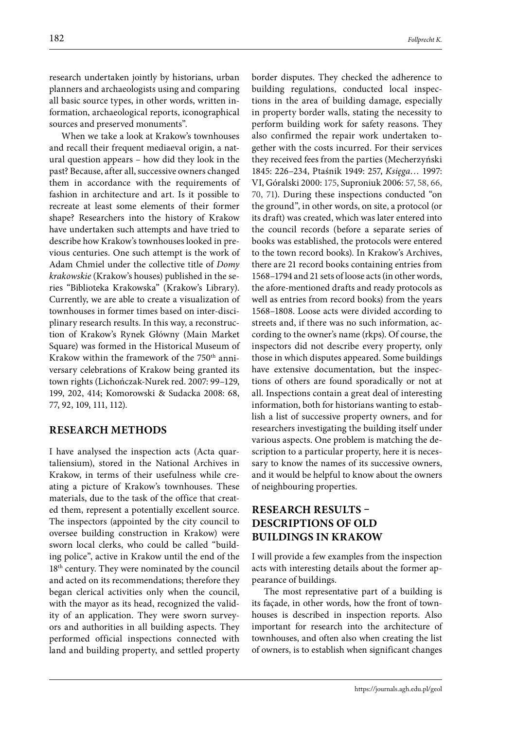research undertaken jointly by historians, urban planners and archaeologists using and comparing all basic source types, in other words, written information, archaeological reports, iconographical sources and preserved monuments".

When we take a look at Krakow's townhouses and recall their frequent mediaeval origin, a natural question appears – how did they look in the past? Because, after all, successive owners changed them in accordance with the requirements of fashion in architecture and art. Is it possible to recreate at least some elements of their former shape? Researchers into the history of Krakow have undertaken such attempts and have tried to describe how Krakow's townhouses looked in previous centuries. One such attempt is the work of Adam Chmiel under the collective title of *Domy krakowskie* (Krakow's houses) published in the series "Biblioteka Krakowska" (Krakow's Library). Currently, we are able to create a visualization of townhouses in former times based on inter-disciplinary research results. In this way, a reconstruction of Krakow's Rynek Główny (Main Market Square) was formed in the Historical Museum of Krakow within the framework of the 750th anniversary celebrations of Krakow being granted its town rights (Lichończak-Nurek red. 2007: 99–129, 199, 202, 414; Komorowski & Sudacka 2008: 68, 77, 92, 109, 111, 112).

## RESEARCH METHODS

I have analysed the inspection acts (Acta quartaliensium), stored in the National Archives in Krakow, in terms of their usefulness while creating a picture of Krakow's townhouses. These materials, due to the task of the office that created them, represent a potentially excellent source. The inspectors (appointed by the city council to oversee building construction in Krakow) were sworn local clerks, who could be called "building police", active in Krakow until the end of the 18th century. They were nominated by the council and acted on its recommendations; therefore they began clerical activities only when the council, with the mayor as its head, recognized the validity of an application. They were sworn surveyors and authorities in all building aspects. They performed official inspections connected with land and building property, and settled property border disputes. They checked the adherence to building regulations, conducted local inspections in the area of building damage, especially in property border walls, stating the necessity to perform building work for safety reasons. They also confirmed the repair work undertaken together with the costs incurred. For their services they received fees from the parties (Mecherzyński 1845: 226–234, Ptaśnik 1949: 257, *Księga…* 1997: VI, Góralski 2000: 175, Suproniuk 2006: 57, 58, 66, 70, 71). During these inspections conducted "on the ground", in other words, on site, a protocol (or its draft) was created, which was later entered into the council records (before a separate series of books was established, the protocols were entered to the town record books). In Krakow's Archives, there are 21 record books containing entries from 1568–1794 and 21 sets of loose acts (in other words, the afore-mentioned drafts and ready protocols as well as entries from record books) from the years 1568–1808. Loose acts were divided according to streets and, if there was no such information, according to the owner's name (rkps). Of course, the inspectors did not describe every property, only those in which disputes appeared. Some buildings have extensive documentation, but the inspections of others are found sporadically or not at all. Inspections contain a great deal of interesting information, both for historians wanting to establish a list of successive property owners, and for researchers investigating the building itself under various aspects. One problem is matching the description to a particular property, here it is necessary to know the names of its successive owners, and it would be helpful to know about the owners of neighbouring properties.

## RESEARCH RESULTS – DESCRIPTIONS OF OLD BUILDINGS IN KRAKOW

I will provide a few examples from the inspection acts with interesting details about the former appearance of buildings.

The most representative part of a building is its façade, in other words, how the front of townhouses is described in inspection reports. Also important for research into the architecture of townhouses, and often also when creating the list of owners, is to establish when significant changes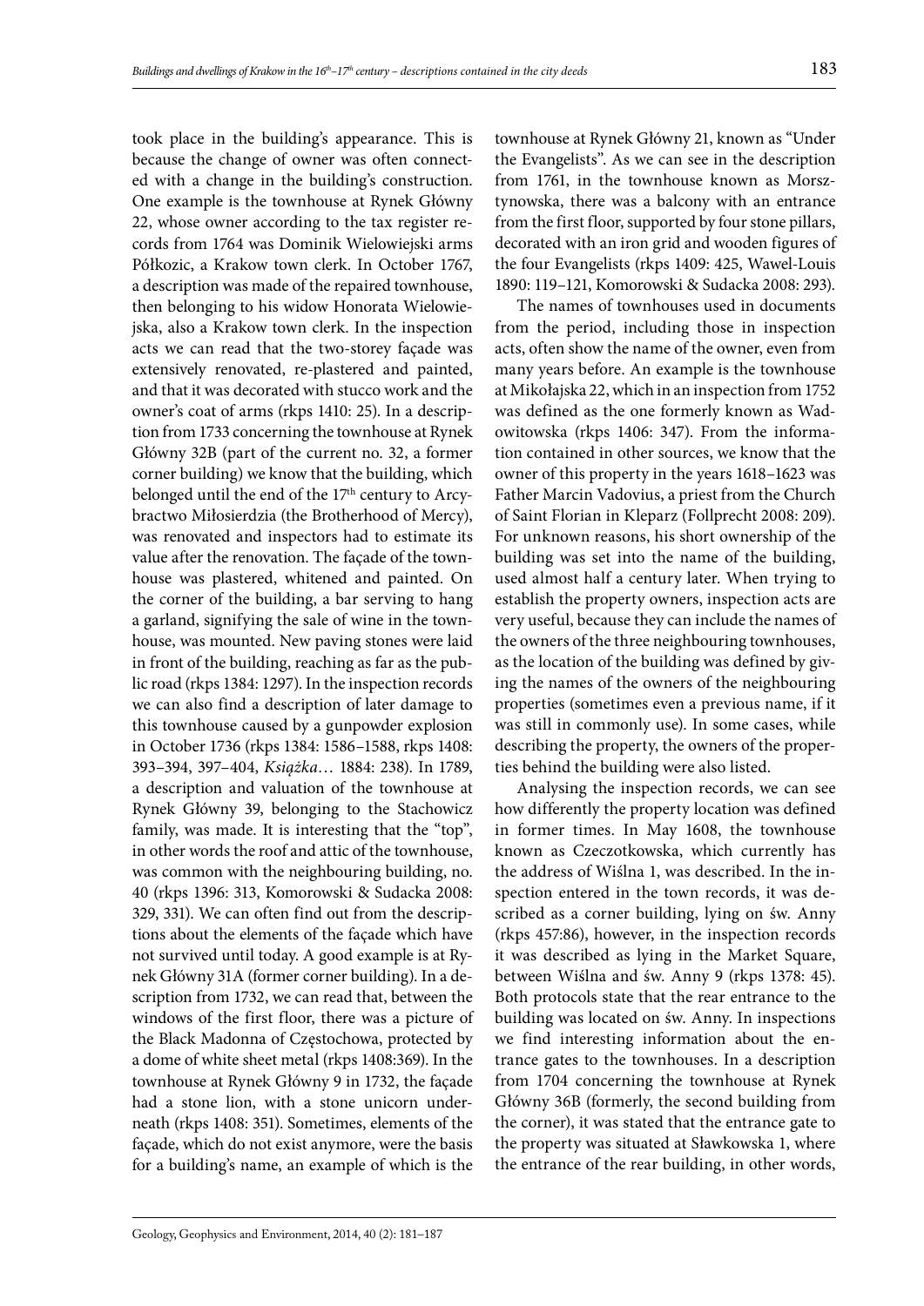took place in the building's appearance. This is because the change of owner was often connected with a change in the building's construction. One example is the townhouse at Rynek Główny 22, whose owner according to the tax register records from 1764 was Dominik Wielowiejski arms Półkozic, a Krakow town clerk. In October 1767, a description was made of the repaired townhouse, then belonging to his widow Honorata Wielowiejska, also a Krakow town clerk. In the inspection acts we can read that the two-storey façade was extensively renovated, re-plastered and painted, and that it was decorated with stucco work and the owner's coat of arms (rkps 1410: 25). In a description from 1733 concerning the townhouse at Rynek Główny 32B (part of the current no. 32, a former corner building) we know that the building, which belonged until the end of the 17th century to Arcybractwo Miłosierdzia (the Brotherhood of Mercy), was renovated and inspectors had to estimate its value after the renovation. The façade of the townhouse was plastered, whitened and painted. On the corner of the building, a bar serving to hang a garland, signifying the sale of wine in the townhouse, was mounted. New paving stones were laid in front of the building, reaching as far as the public road (rkps 1384: 1297). In the inspection records we can also find a description of later damage to this townhouse caused by a gunpowder explosion in October 1736 (rkps 1384: 1586–1588, rkps 1408: 393–394, 397–404, *Książka*… 1884: 238). In 1789, a description and valuation of the townhouse at Rynek Główny 39, belonging to the Stachowicz family, was made. It is interesting that the "top", in other words the roof and attic of the townhouse, was common with the neighbouring building, no. 40 (rkps 1396: 313, Komorowski & Sudacka 2008: 329, 331). We can often find out from the descriptions about the elements of the façade which have not survived until today. A good example is at Rynek Główny 31A (former corner building). In a description from 1732, we can read that, between the windows of the first floor, there was a picture of the Black Madonna of Częstochowa, protected by a dome of white sheet metal (rkps 1408:369). In the townhouse at Rynek Główny 9 in 1732, the façade had a stone lion, with a stone unicorn underneath (rkps 1408: 351). Sometimes, elements of the façade, which do not exist anymore, were the basis for a building's name, an example of which is the townhouse at Rynek Główny 21, known as "Under the Evangelists". As we can see in the description from 1761, in the townhouse known as Morsztynowska, there was a balcony with an entrance from the first floor, supported by four stone pillars, decorated with an iron grid and wooden figures of the four Evangelists (rkps 1409: 425, Wawel-Louis 1890: 119–121, Komorowski & Sudacka 2008: 293).

The names of townhouses used in documents from the period, including those in inspection acts, often show the name of the owner, even from many years before. An example is the townhouse at Mikołajska 22, which in an inspection from 1752 was defined as the one formerly known as Wadowitowska (rkps 1406: 347). From the information contained in other sources, we know that the owner of this property in the years 1618–1623 was Father Marcin Vadovius, a priest from the Church of Saint Florian in Kleparz (Follprecht 2008: 209). For unknown reasons, his short ownership of the building was set into the name of the building, used almost half a century later. When trying to establish the property owners, inspection acts are very useful, because they can include the names of the owners of the three neighbouring townhouses, as the location of the building was defined by giving the names of the owners of the neighbouring properties (sometimes even a previous name, if it was still in commonly use). In some cases, while describing the property, the owners of the properties behind the building were also listed.

Analysing the inspection records, we can see how differently the property location was defined in former times. In May 1608, the townhouse known as Czeczotkowska, which currently has the address of Wiślna 1, was described. In the inspection entered in the town records, it was described as a corner building, lying on św. Anny (rkps 457:86), however, in the inspection records it was described as lying in the Market Square, between Wiślna and św. Anny 9 (rkps 1378: 45). Both protocols state that the rear entrance to the building was located on św. Anny. In inspections we find interesting information about the entrance gates to the townhouses. In a description from 1704 concerning the townhouse at Rynek Główny 36B (formerly, the second building from the corner), it was stated that the entrance gate to the property was situated at Sławkowska 1, where the entrance of the rear building, in other words,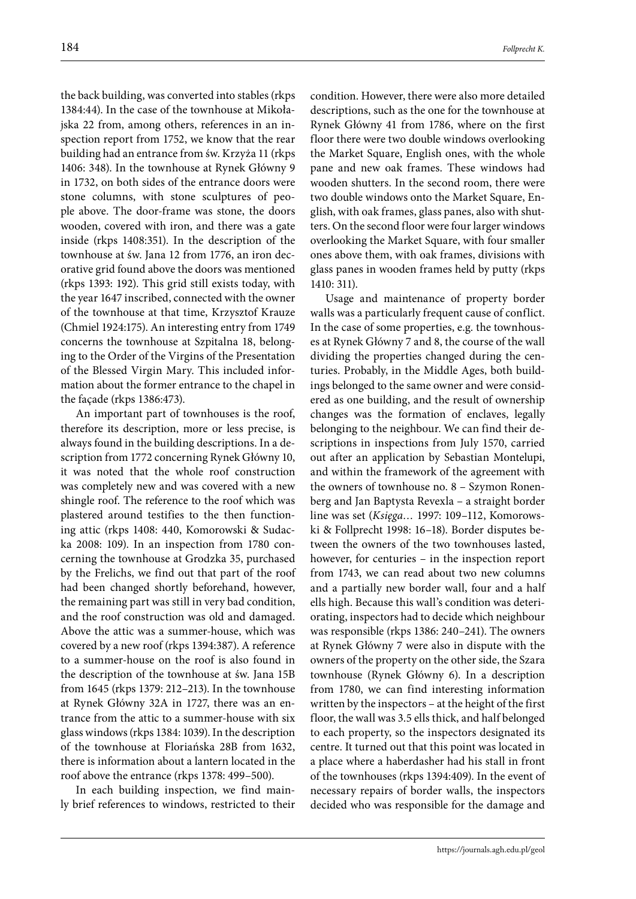the back building, was converted into stables (rkps 1384:44). In the case of the townhouse at Mikołajska 22 from, among others, references in an inspection report from 1752, we know that the rear building had an entrance from św. Krzyża 11 (rkps 1406: 348). In the townhouse at Rynek Główny 9 in 1732, on both sides of the entrance doors were stone columns, with stone sculptures of people above. The door-frame was stone, the doors wooden, covered with iron, and there was a gate inside (rkps 1408:351). In the description of the townhouse at św. Jana 12 from 1776, an iron decorative grid found above the doors was mentioned (rkps 1393: 192). This grid still exists today, with the year 1647 inscribed, connected with the owner of the townhouse at that time, Krzysztof Krauze (Chmiel 1924:175). An interesting entry from 1749 concerns the townhouse at Szpitalna 18, belonging to the Order of the Virgins of the Presentation of the Blessed Virgin Mary. This included information about the former entrance to the chapel in the façade (rkps 1386:473).

An important part of townhouses is the roof, therefore its description, more or less precise, is always found in the building descriptions. In a description from 1772 concerning Rynek Główny 10, it was noted that the whole roof construction was completely new and was covered with a new shingle roof. The reference to the roof which was plastered around testifies to the then functioning attic (rkps 1408: 440, Komorowski & Sudacka 2008: 109). In an inspection from 1780 concerning the townhouse at Grodzka 35, purchased by the Frelichs, we find out that part of the roof had been changed shortly beforehand, however, the remaining part was still in very bad condition, and the roof construction was old and damaged. Above the attic was a summer-house, which was covered by a new roof (rkps 1394:387). A reference to a summer-house on the roof is also found in the description of the townhouse at św. Jana 15B from 1645 (rkps 1379: 212–213). In the townhouse at Rynek Główny 32A in 1727, there was an entrance from the attic to a summer-house with six glass windows (rkps 1384: 1039). In the description of the townhouse at Floriańska 28B from 1632, there is information about a lantern located in the roof above the entrance (rkps 1378: 499–500).

In each building inspection, we find mainly brief references to windows, restricted to their condition. However, there were also more detailed descriptions, such as the one for the townhouse at Rynek Główny 41 from 1786, where on the first floor there were two double windows overlooking the Market Square, English ones, with the whole pane and new oak frames. These windows had wooden shutters. In the second room, there were two double windows onto the Market Square, English, with oak frames, glass panes, also with shutters. On the second floor were four larger windows overlooking the Market Square, with four smaller ones above them, with oak frames, divisions with glass panes in wooden frames held by putty (rkps 1410: 311).

Usage and maintenance of property border walls was a particularly frequent cause of conflict. In the case of some properties, e.g. the townhouses at Rynek Główny 7 and 8, the course of the wall dividing the properties changed during the centuries. Probably, in the Middle Ages, both buildings belonged to the same owner and were considered as one building, and the result of ownership changes was the formation of enclaves, legally belonging to the neighbour. We can find their descriptions in inspections from July 1570, carried out after an application by Sebastian Montelupi, and within the framework of the agreement with the owners of townhouse no. 8 – Szymon Ronenberg and Jan Baptysta Revexla – a straight border line was set (*Księga…* 1997: 109–112, Komorowski & Follprecht 1998: 16–18). Border disputes between the owners of the two townhouses lasted, however, for centuries – in the inspection report from 1743, we can read about two new columns and a partially new border wall, four and a half ells high. Because this wall's condition was deteriorating, inspectors had to decide which neighbour was responsible (rkps 1386: 240–241). The owners at Rynek Główny 7 were also in dispute with the owners of the property on the other side, the Szara townhouse (Rynek Główny 6). In a description from 1780, we can find interesting information written by the inspectors – at the height of the first floor, the wall was 3.5 ells thick, and half belonged to each property, so the inspectors designated its centre. It turned out that this point was located in a place where a haberdasher had his stall in front of the townhouses (rkps 1394:409). In the event of necessary repairs of border walls, the inspectors decided who was responsible for the damage and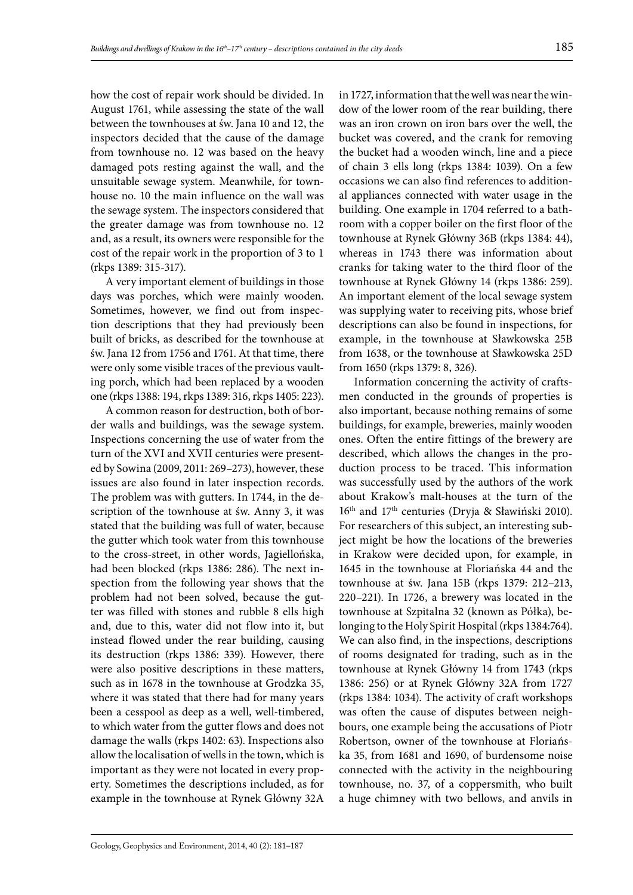how the cost of repair work should be divided. In August 1761, while assessing the state of the wall between the townhouses at św. Jana 10 and 12, the inspectors decided that the cause of the damage from townhouse no. 12 was based on the heavy damaged pots resting against the wall, and the unsuitable sewage system. Meanwhile, for townhouse no. 10 the main influence on the wall was the sewage system. The inspectors considered that the greater damage was from townhouse no. 12 and, as a result, its owners were responsible for the cost of the repair work in the proportion of 3 to 1 (rkps 1389: 315-317).

A very important element of buildings in those days was porches, which were mainly wooden. Sometimes, however, we find out from inspection descriptions that they had previously been built of bricks, as described for the townhouse at św. Jana 12 from 1756 and 1761. At that time, there were only some visible traces of the previous vaulting porch, which had been replaced by a wooden one (rkps 1388: 194, rkps 1389: 316, rkps 1405: 223).

A common reason for destruction, both of border walls and buildings, was the sewage system. Inspections concerning the use of water from the turn of the XVI and XVII centuries were presented by Sowina (2009, 2011: 269–273), however, these issues are also found in later inspection records. The problem was with gutters. In 1744, in the description of the townhouse at św. Anny 3, it was stated that the building was full of water, because the gutter which took water from this townhouse to the cross-street, in other words, Jagiellońska, had been blocked (rkps 1386: 286). The next inspection from the following year shows that the problem had not been solved, because the gutter was filled with stones and rubble 8 ells high and, due to this, water did not flow into it, but instead flowed under the rear building, causing its destruction (rkps 1386: 339). However, there were also positive descriptions in these matters, such as in 1678 in the townhouse at Grodzka 35, where it was stated that there had for many years been a cesspool as deep as a well, well-timbered, to which water from the gutter flows and does not damage the walls (rkps 1402: 63). Inspections also allow the localisation of wells in the town, which is important as they were not located in every property. Sometimes the descriptions included, as for example in the townhouse at Rynek Główny 32A in 1727, information that the well was near the window of the lower room of the rear building, there was an iron crown on iron bars over the well, the bucket was covered, and the crank for removing the bucket had a wooden winch, line and a piece of chain 3 ells long (rkps 1384: 1039). On a few occasions we can also find references to additional appliances connected with water usage in the building. One example in 1704 referred to a bathroom with a copper boiler on the first floor of the townhouse at Rynek Główny 36B (rkps 1384: 44), whereas in 1743 there was information about cranks for taking water to the third floor of the townhouse at Rynek Główny 14 (rkps 1386: 259). An important element of the local sewage system was supplying water to receiving pits, whose brief descriptions can also be found in inspections, for example, in the townhouse at Sławkowska 25B from 1638, or the townhouse at Sławkowska 25D from 1650 (rkps 1379: 8, 326).

Information concerning the activity of craftsmen conducted in the grounds of properties is also important, because nothing remains of some buildings, for example, breweries, mainly wooden ones. Often the entire fittings of the brewery are described, which allows the changes in the production process to be traced. This information was successfully used by the authors of the work about Krakow's malt-houses at the turn of the 16th and 17th centuries (Dryja & Sławiński 2010). For researchers of this subject, an interesting subject might be how the locations of the breweries in Krakow were decided upon, for example, in 1645 in the townhouse at Floriańska 44 and the townhouse at św. Jana 15B (rkps 1379: 212–213, 220–221). In 1726, a brewery was located in the townhouse at Szpitalna 32 (known as Półka), belonging to the Holy Spirit Hospital (rkps 1384:764). We can also find, in the inspections, descriptions of rooms designated for trading, such as in the townhouse at Rynek Główny 14 from 1743 (rkps 1386: 256) or at Rynek Główny 32A from 1727 (rkps 1384: 1034). The activity of craft workshops was often the cause of disputes between neighbours, one example being the accusations of Piotr Robertson, owner of the townhouse at Floriańska 35, from 1681 and 1690, of burdensome noise connected with the activity in the neighbouring townhouse, no. 37, of a coppersmith, who built a huge chimney with two bellows, and anvils in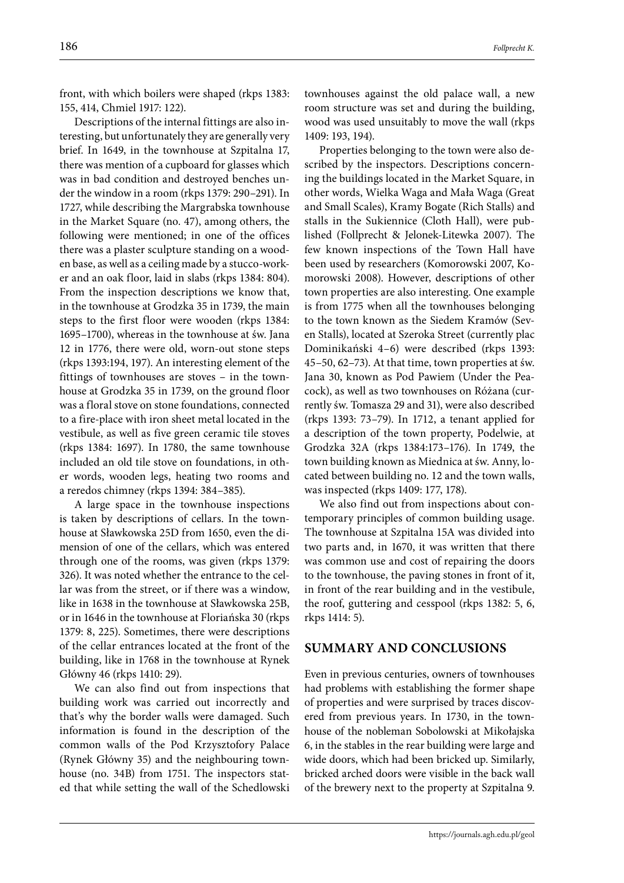front, with which boilers were shaped (rkps 1383: 155, 414, Chmiel 1917: 122).

Descriptions of the internal fittings are also interesting, but unfortunately they are generally very brief. In 1649, in the townhouse at Szpitalna 17, there was mention of a cupboard for glasses which was in bad condition and destroyed benches under the window in a room (rkps 1379: 290–291). In 1727, while describing the Margrabska townhouse in the Market Square (no. 47), among others, the following were mentioned; in one of the offices there was a plaster sculpture standing on a wooden base, as well as a ceiling made by a stucco-worker and an oak floor, laid in slabs (rkps 1384: 804). From the inspection descriptions we know that, in the townhouse at Grodzka 35 in 1739, the main steps to the first floor were wooden (rkps 1384: 1695–1700), whereas in the townhouse at św. Jana 12 in 1776, there were old, worn-out stone steps (rkps 1393:194, 197). An interesting element of the fittings of townhouses are stoves – in the townhouse at Grodzka 35 in 1739, on the ground floor was a floral stove on stone foundations, connected to a fire-place with iron sheet metal located in the vestibule, as well as five green ceramic tile stoves (rkps 1384: 1697). In 1780, the same townhouse included an old tile stove on foundations, in other words, wooden legs, heating two rooms and a reredos chimney (rkps 1394: 384–385).

A large space in the townhouse inspections is taken by descriptions of cellars. In the townhouse at Sławkowska 25D from 1650, even the dimension of one of the cellars, which was entered through one of the rooms, was given (rkps 1379: 326). It was noted whether the entrance to the cellar was from the street, or if there was a window, like in 1638 in the townhouse at Sławkowska 25B, or in 1646 in the townhouse at Floriańska 30 (rkps 1379: 8, 225). Sometimes, there were descriptions of the cellar entrances located at the front of the building, like in 1768 in the townhouse at Rynek Główny 46 (rkps 1410: 29).

We can also find out from inspections that building work was carried out incorrectly and that's why the border walls were damaged. Such information is found in the description of the common walls of the Pod Krzysztofory Palace (Rynek Główny 35) and the neighbouring townhouse (no. 34B) from 1751. The inspectors stated that while setting the wall of the Schedlowski townhouses against the old palace wall, a new room structure was set and during the building, wood was used unsuitably to move the wall (rkps 1409: 193, 194).

Properties belonging to the town were also described by the inspectors. Descriptions concerning the buildings located in the Market Square, in other words, Wielka Waga and Mała Waga (Great and Small Scales), Kramy Bogate (Rich Stalls) and stalls in the Sukiennice (Cloth Hall), were published (Follprecht & Jelonek-Litewka 2007). The few known inspections of the Town Hall have been used by researchers (Komorowski 2007, Komorowski 2008). However, descriptions of other town properties are also interesting. One example is from 1775 when all the townhouses belonging to the town known as the Siedem Kramów (Seven Stalls), located at Szeroka Street (currently plac Dominikański 4–6) were described (rkps 1393: 45–50, 62–73). At that time, town properties at św. Jana 30, known as Pod Pawiem (Under the Peacock), as well as two townhouses on Różana (currently św. Tomasza 29 and 31), were also described (rkps 1393: 73–79). In 1712, a tenant applied for a description of the town property, Podelwie, at Grodzka 32A (rkps 1384:173–176). In 1749, the town building known as Miednica at św. Anny, located between building no. 12 and the town walls, was inspected (rkps 1409: 177, 178).

We also find out from inspections about contemporary principles of common building usage. The townhouse at Szpitalna 15A was divided into two parts and, in 1670, it was written that there was common use and cost of repairing the doors to the townhouse, the paving stones in front of it, in front of the rear building and in the vestibule, the roof, guttering and cesspool (rkps 1382: 5, 6, rkps 1414: 5).

## SUMMARY AND CONCLUSIONS

Even in previous centuries, owners of townhouses had problems with establishing the former shape of properties and were surprised by traces discovered from previous years. In 1730, in the townhouse of the nobleman Sobolowski at Mikołajska 6, in the stables in the rear building were large and wide doors, which had been bricked up. Similarly, bricked arched doors were visible in the back wall of the brewery next to the property at Szpitalna 9.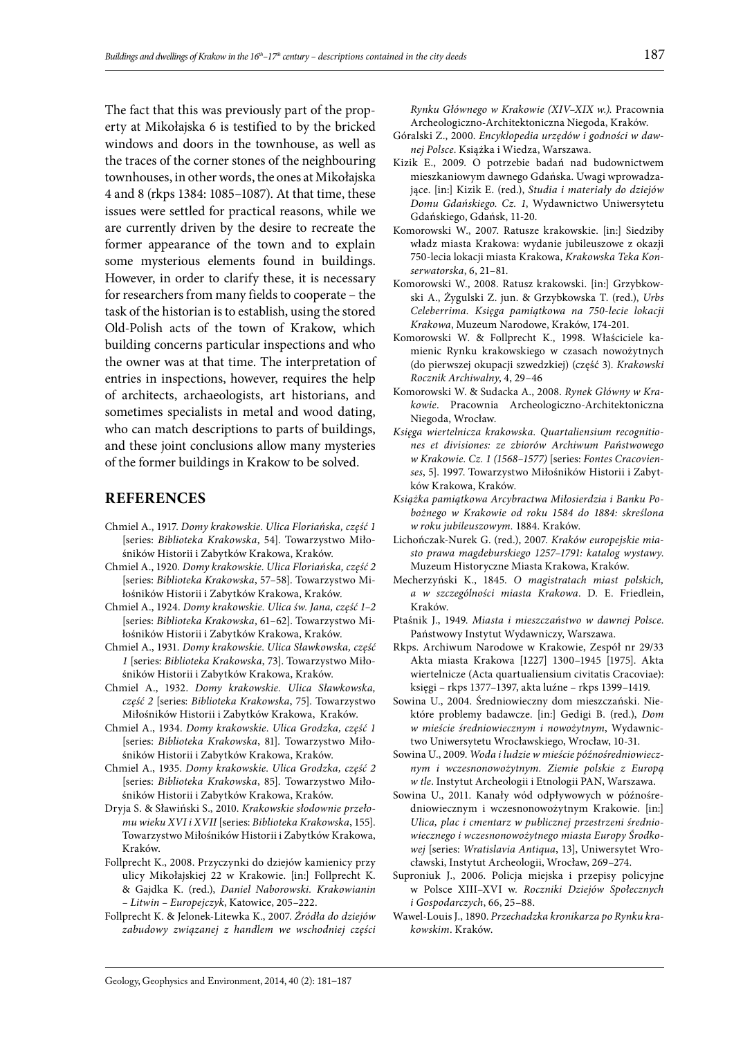The fact that this was previously part of the property at Mikołajska 6 is testified to by the bricked windows and doors in the townhouse, as well as the traces of the corner stones of the neighbouring townhouses, in other words, the ones at Mikołajska 4 and 8 (rkps 1384: 1085–1087). At that time, these issues were settled for practical reasons, while we are currently driven by the desire to recreate the former appearance of the town and to explain some mysterious elements found in buildings. However, in order to clarify these, it is necessary for researchers from many fields to cooperate – the task of the historian is to establish, using the stored Old-Polish acts of the town of Krakow, which building concerns particular inspections and who the owner was at that time. The interpretation of entries in inspections, however, requires the help of architects, archaeologists, art historians, and sometimes specialists in metal and wood dating, who can match descriptions to parts of buildings, and these joint conclusions allow many mysteries of the former buildings in Krakow to be solved.

## REFERENCES

Chmiel A., 1917. *Domy krakowskie. Ulica Floriańska, część 1* [series: *Biblioteka Krakowska*, 54]. Towarzystwo Miłośników Historii i Zabytków Krakowa, Kraków.

Chmiel A., 1920. *Domy krakowskie. Ulica Floriańska, część 2* [series: *Biblioteka Krakowska*, 57–58]. Towarzystwo Miłośników Historii i Zabytków Krakowa, Kraków.

Chmiel A., 1924. *Domy krakowskie. Ulica św. Jana, część 1–2* [series: *Biblioteka Krakowska*, 61–62]. Towarzystwo Miłośników Historii i Zabytków Krakowa, Kraków.

Chmiel A., 1931. *Domy krakowskie. Ulica Sławkowska, część 1* [series: *Biblioteka Krakowska*, 73]. Towarzystwo Miłośników Historii i Zabytków Krakowa, Kraków.

Chmiel A., 1932. *Domy krakowskie. Ulica Sławkowska, część 2* [series: *Biblioteka Krakowska*, 75]. Towarzystwo Miłośników Historii i Zabytków Krakowa, Kraków.

Chmiel A., 1934. *Domy krakowskie. Ulica Grodzka, część 1* [series: *Biblioteka Krakowska*, 81]. Towarzystwo Miłośników Historii i Zabytków Krakowa, Kraków.

Chmiel A., 1935. *Domy krakowskie. Ulica Grodzka, część 2* [series: *Biblioteka Krakowska*, 85]. Towarzystwo Miłośników Historii i Zabytków Krakowa, Kraków.

Dryja S. & Sławiński S., 2010. *Krakowskie słodownie przełomu wieku XVI i XVII* [series: *Biblioteka Krakowska*, 155]. Towarzystwo Miłośników Historii i Zabytków Krakowa, Kraków.

Follprecht K., 2008. Przyczynki do dziejów kamienicy przy ulicy Mikołajskiej 22 w Krakowie. [in:] Follprecht K. & Gajdka K. (red.), *Daniel Naborowski. Krakowianin – Litwin – Europejczyk*, Katowice, 205–222.

Follprecht K. & Jelonek-Litewka K., 2007. *Źródła do dziejów zabudowy związanej z handlem we wschodniej części Rynku Głównego w Krakowie (XIV–XIX w.).* Pracownia Archeologiczno-Architektoniczna Niegoda, Kraków.

Góralski Z., 2000. *Encyklopedia urzędów i godności w dawnej Polsce*. Książka i Wiedza, Warszawa.

Kizik E., 2009. O potrzebie badań nad budownictwem mieszkaniowym dawnego Gdańska. Uwagi wprowadzające. [in:] Kizik E. (red.), *Studia i materiały do dziejów Domu Gdańskiego. Cz. 1*, Wydawnictwo Uniwersytetu Gdańskiego, Gdańsk, 11-20.

Komorowski W., 2007. Ratusze krakowskie. [in:] Siedziby władz miasta Krakowa: wydanie jubileuszowe z okazji 750-lecia lokacji miasta Krakowa, *Krakowska Teka Konserwatorska*, 6, 21–81.

Komorowski W., 2008. Ratusz krakowski. [in:] Grzybkowski A., Żygulski Z. jun. & Grzybkowska T. (red.), *Urbs Celeberrima. Księga pamiątkowa na 750-lecie lokacji Krakowa*, Muzeum Narodowe, Kraków, 174-201.

Komorowski W. & Follprecht K., 1998. Właściciele kamienic Rynku krakowskiego w czasach nowożytnych (do pierwszej okupacji szwedzkiej) (część 3). *Krakowski Rocznik Archiwalny*, 4, 29–46

Komorowski W. & Sudacka A., 2008. *Rynek Główny w Krakowie*. Pracownia Archeologiczno-Architektoniczna Niegoda, Wrocław.

*Księga wiertelnicza krakowska. Quartaliensium recognitiones et divisiones: ze zbiorów Archiwum Państwowego w Krakowie. Cz. 1 (1568–1577)* [series: *Fontes Cracovienses*, 5]. 1997. Towarzystwo Miłośników Historii i Zabytków Krakowa, Kraków.

*Książka pamiątkowa Arcybractwa Miłosierdzia i Banku Pobożnego w Krakowie od roku 1584 do 1884: skreślona w roku jubileuszowym.* 1884. Kraków.

Lichończak-Nurek G. (red.), 2007. *Kraków europejskie miasto prawa magdeburskiego 1257–1791: katalog wystawy*. Muzeum Historyczne Miasta Krakowa, Kraków.

Mecherzyński K., 1845. *O magistratach miast polskich, a w szczególności miasta Krakowa*. D. E. Friedlein, Kraków.

Ptaśnik J., 1949. *Miasta i mieszczaństwo w dawnej Polsce*. Państwowy Instytut Wydawniczy, Warszawa.

Rkps. Archiwum Narodowe w Krakowie, Zespół nr 29/33 Akta miasta Krakowa [1227] 1300–1945 [1975]. Akta wiertelnicze (Acta quartualiensium civitatis Cracoviae): księgi – rkps 1377–1397, akta luźne – rkps 1399–1419.

Sowina U., 2004. Średniowieczny dom mieszczański. Niektóre problemy badawcze. [in:] Gedigi B. (red.), *Dom w mieście średniowiecznym i nowożytnym*, Wydawnictwo Uniwersytetu Wrocławskiego, Wrocław, 10-31.

Sowina U., 2009. *Woda i ludzie w mieście późnośredniowiecznym i wczesnonowożytnym. Ziemie polskie z Europą w tle*. Instytut Archeologii i Etnologii PAN, Warszawa.

Sowina U., 2011. Kanały wód odpływowych w późnośredniowiecznym i wczesnonowożytnym Krakowie. [in:] *Ulica, plac i cmentarz w publicznej przestrzeni średniowiecznego i wczesnonowożytnego miasta Europy Środkowej* [series: *Wratislavia Antiqua*, 13], Uniwersytet Wrocławski, Instytut Archeologii, Wrocław, 269–274.

Suproniuk J., 2006. Policja miejska i przepisy policyjne w Polsce XIII–XVI w. *Roczniki Dziejów Społecznych i Gospodarczych*, 66, 25–88.

Wawel-Louis J., 1890. *Przechadzka kronikarza po Rynku krakowskim*. Kraków.